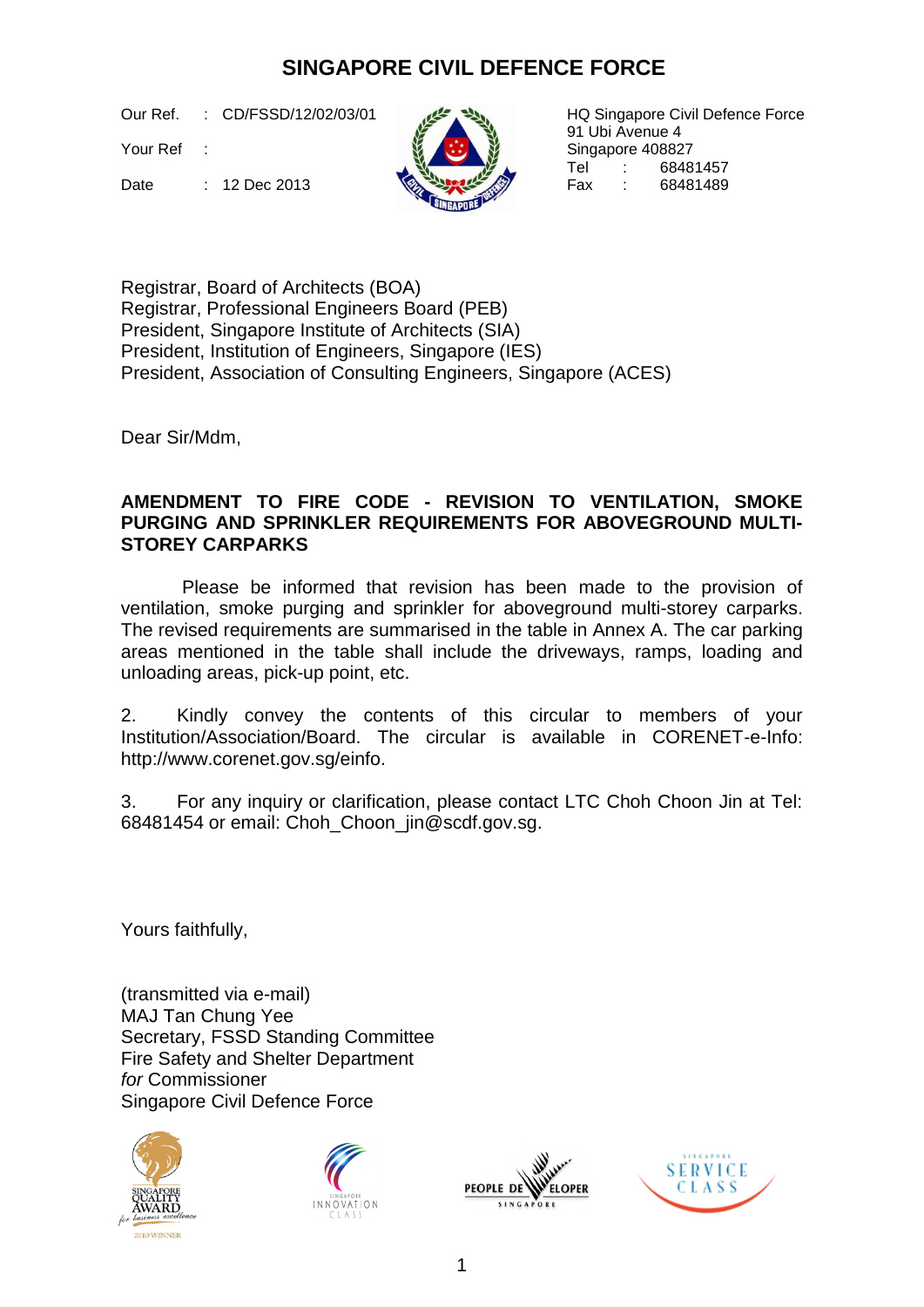# SINGAPORE CIVIL DEFENCE FORCE

Our Ref. : CD/FSSD/12/02/03/01

Your Ref :

Date : 12 Dec 2013

HQ Singapore Civil Defence Force
91 Ubi Avenue 4
Singapore 408827
Tel : 68481457
Fax : 68481489

Registrar, Board of Architects (BOA)
Registrar, Professional Engineers Board (PEB)
President, Singapore Institute of Architects (SIA)
President, Institution of Engineers, Singapore (IES)
President, Association of Consulting Engineers, Singapore (ACES)

Dear Sir/Mdm,

**AMENDMENT TO FIRE CODE - REVISION TO VENTILATION, SMOKE PURGING AND SPRINKLER REQUIREMENTS FOR ABOVEGROUND MULTI-STOREY CARPARKS**

Please be informed that revision has been made to the provision of ventilation, smoke purging and sprinkler for aboveground multi-storey carparks. The revised requirements are summarised in the table in Annex A. The car parking areas mentioned in the table shall include the driveways, ramps, loading and unloading areas, pick-up point, etc.

2. Kindly convey the contents of this circular to members of your Institution/Association/Board. The circular is available in CORENET-e-Info: http://www.corenet.gov.sg/einfo.

3. For any inquiry or clarification, please contact LTC Choh Choon Jin at Tel: 68481454 or email: Choh_Choon_jin@scdf.gov.sg.

Yours faithfully,

(transmitted via e-mail)
MAJ Tan Chung Yee
Secretary, FSSD Standing Committee
Fire Safety and Shelter Department
*for* Commissioner
Singapore Civil Defence Force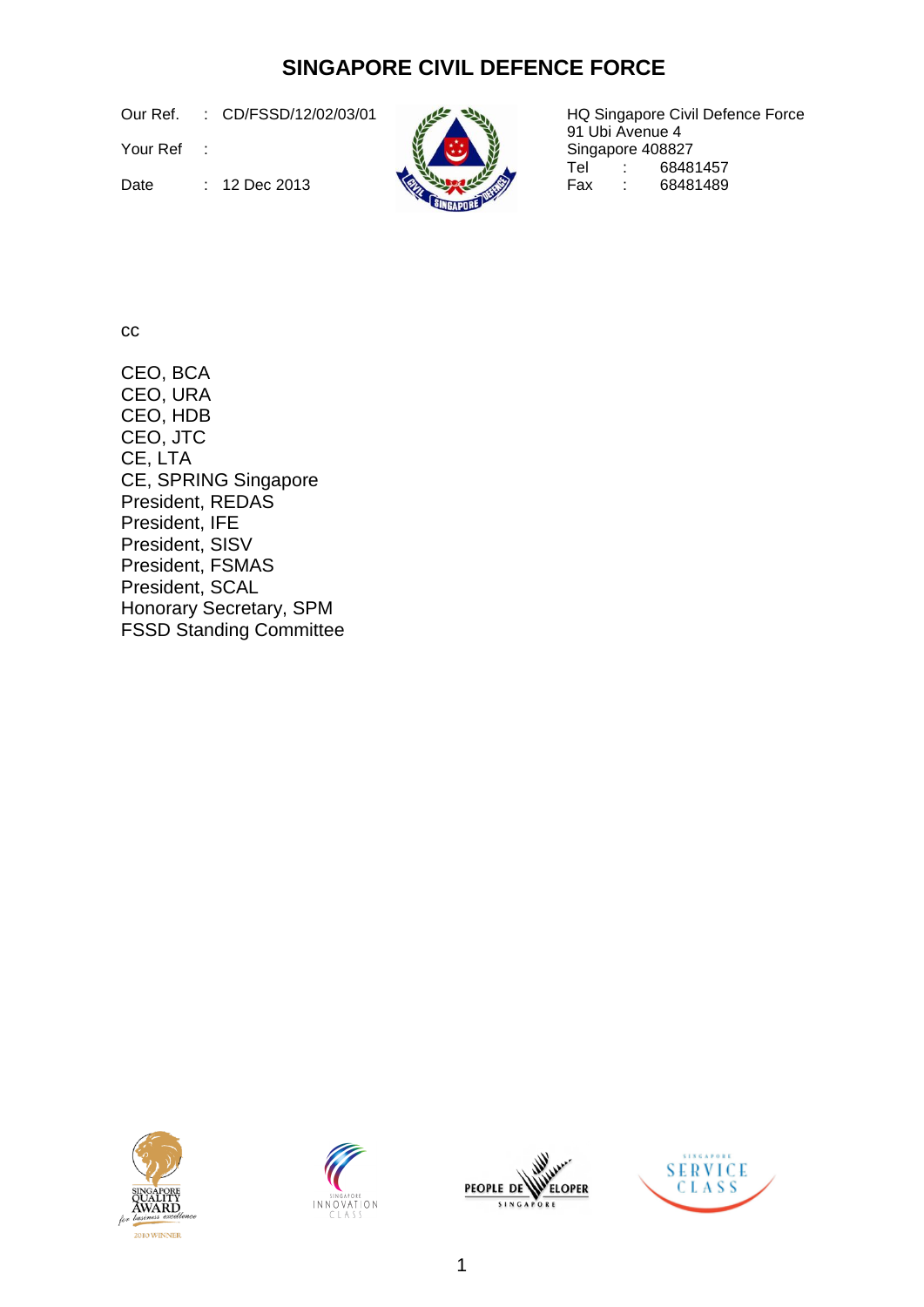# SINGAPORE CIVIL DEFENCE FORCE

Our Ref. : CD/FSSD/12/02/03/01

Your Ref :

Date : 12 Dec 2013

HQ Singapore Civil Defence Force
91 Ubi Avenue 4
Singapore 408827
Tel : 68481457
Fax : 68481489

cc

CEO, BCA
CEO, URA
CEO, HDB
CEO, JTC
CE, LTA
CE, SPRING Singapore
President, REDAS
President, IFE
President, SISV
President, FSMAS
President, SCAL
Honorary Secretary, SPM
FSSD Standing Committee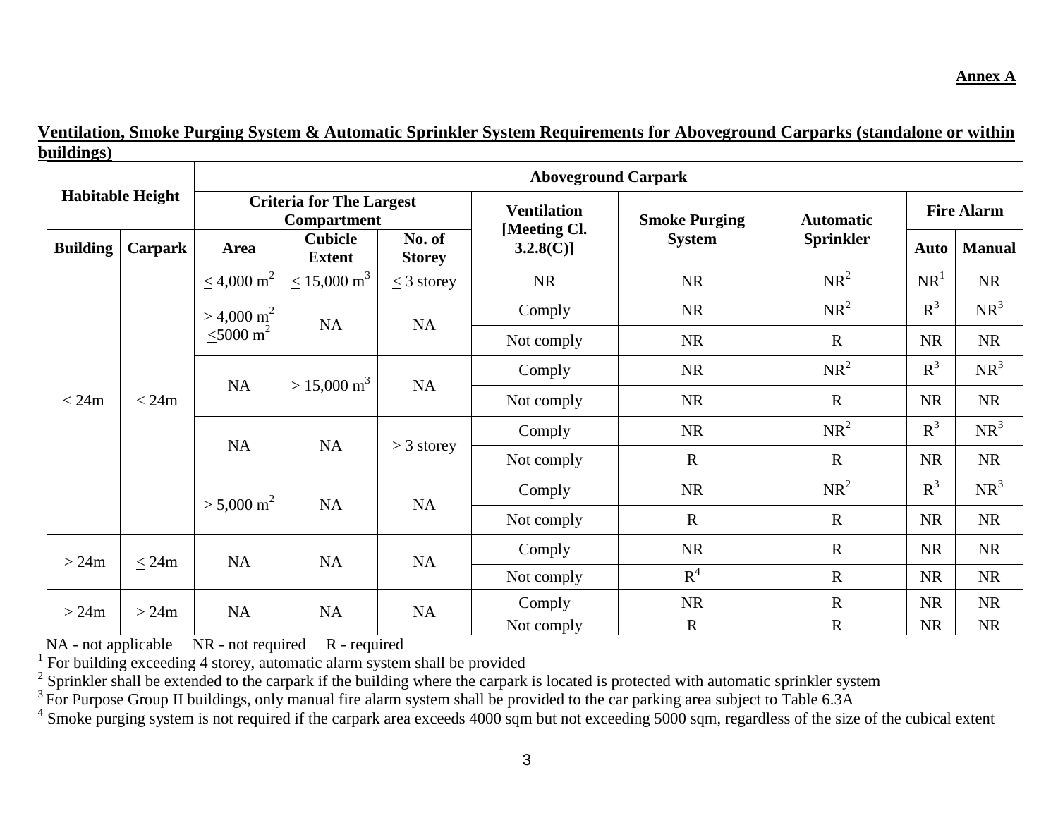**Annex A**

**Ventilation, Smoke Purging System & Automatic Sprinkler System Requirements for Aboveground Carparks (standalone or within buildings)**

| Habitable Height | | Aboveground Carpark | | | | | | | |
|---|---|---|---|---|---|---|---|---|---|
| | | Criteria for The Largest Compartment | | | Ventilation [Meeting Cl. 3.2.8(C)] | Smoke Purging System | Automatic Sprinkler | Fire Alarm | |
| Building | Carpark | Area | Cubicle Extent | No. of Storey | | | | Auto | Manual |
| ≤ 24m | ≤ 24m | ≤ 4,000 $m^2$ | ≤ 15,000 $m^3$ | ≤ 3 storey | NR | NR | NR[2] | NR[1] | NR |
| | | > 4,000 $m^2$ ≤5000 $m^2$ | NA | NA | Comply | NR | NR[2] | R[3] | NR[3] |
| | | | | | Not comply | NR | R | NR | NR |
| | | NA | > 15,000 $m^3$ | NA | Comply | NR | NR[2] | R[3] | NR[3] |
| | | | | | Not comply | NR | R | NR | NR |
| | | NA | NA | > 3 storey | Comply | NR | NR[2] | R[3] | NR[3] |
| | | | | | Not comply | R | R | NR | NR |
| | | > 5,000 $m^2$ | NA | NA | Comply | NR | NR[2] | R[3] | NR[3] |
| | | | | | Not comply | R | R | NR | NR |
| > 24m | ≤ 24m | NA | NA | NA | Comply | NR | R | NR | NR |
| | | | | | Not comply | R[4] | R | NR | NR |
| > 24m | > 24m | NA | NA | NA | Comply | NR | R | NR | NR |
| | | | | | Not comply | R | R | NR | NR |

NA - not applicable NR - not required R - required

[1] For building exceeding 4 storey, automatic alarm system shall be provided

[2] Sprinkler shall be extended to the carpark if the building where the carpark is located is protected with automatic sprinkler system

[3] For Purpose Group II buildings, only manual fire alarm system shall be provided to the car parking area subject to Table 6.3A

[4] Smoke purging system is not required if the carpark area exceeds 4000 sqm but not exceeding 5000 sqm, regardless of the size of the cubical extent